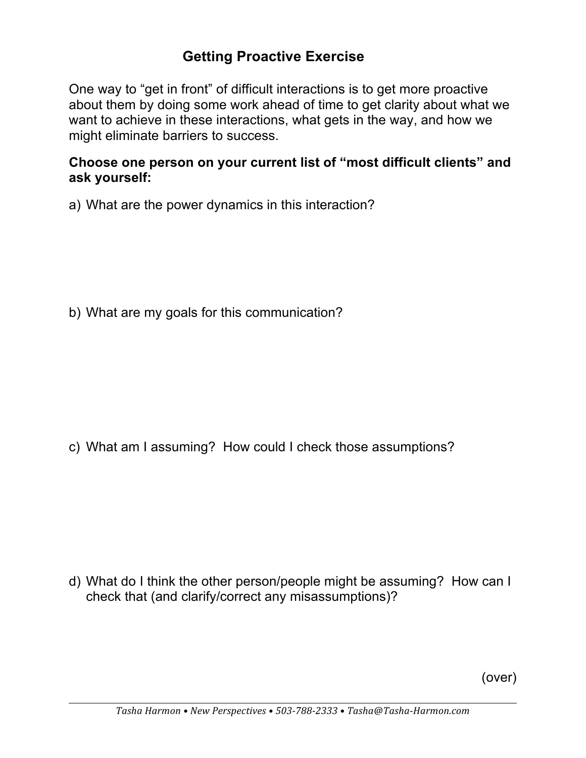# Getting Proactive Exercise

One way to "get in front" of difficult interactions is to get more proactive about them by doing some work ahead of time to get clarity about what we want to achieve in these interactions, what gets in the way, and how we might eliminate barriers to success.

**Choose one person on your current list of "most difficult clients" and ask yourself:**

a) What are the power dynamics in this interaction?

b) What are my goals for this communication?

c) What am I assuming? How could I check those assumptions?

d) What do I think the other person/people might be assuming? How can I check that (and clarify/correct any misassumptions)?

(over)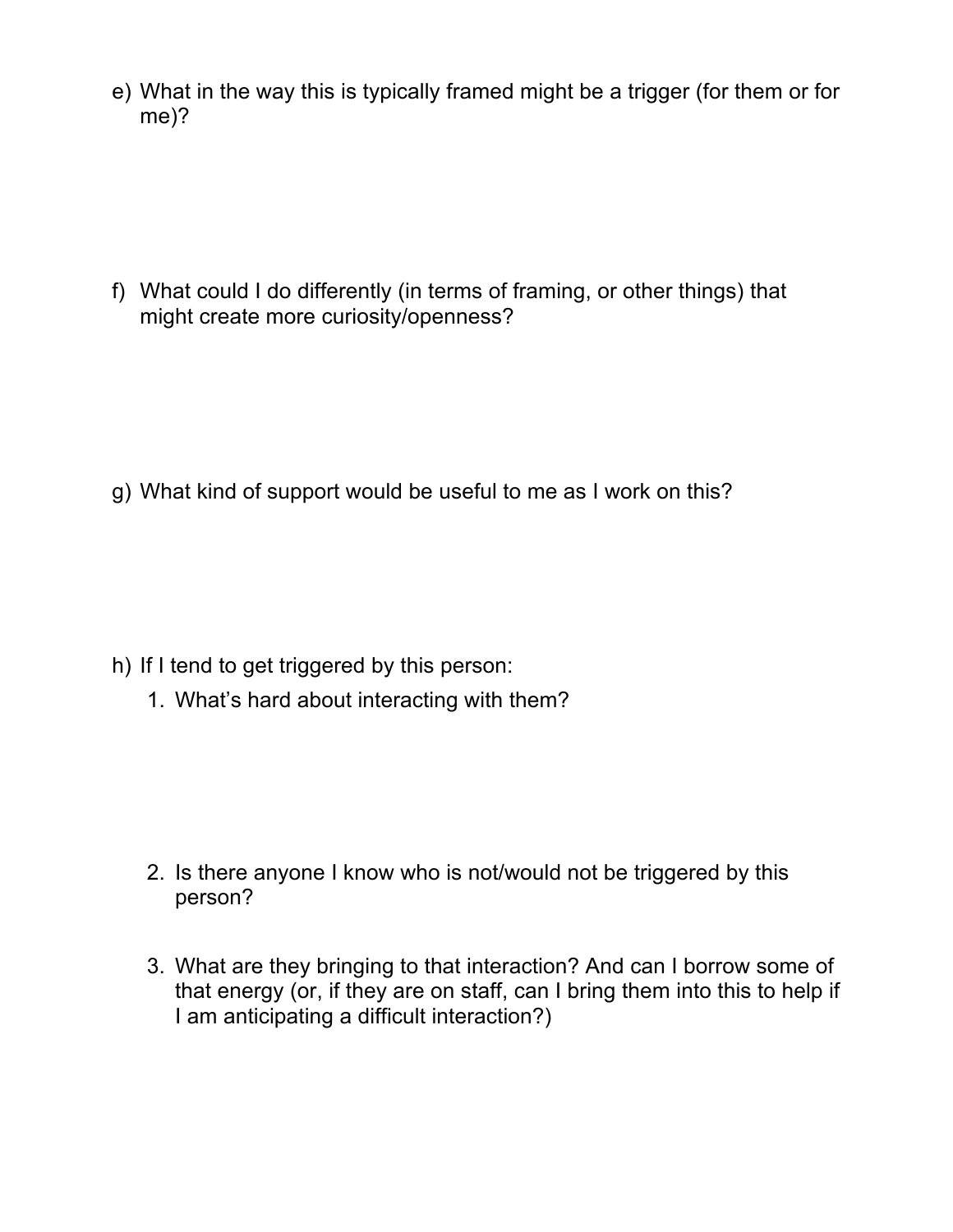e) What in the way this is typically framed might be a trigger (for them or for me)?

f) What could I do differently (in terms of framing, or other things) that might create more curiosity/openness?

g) What kind of support would be useful to me as I work on this?

h) If I tend to get triggered by this person:

   1. What's hard about interacting with them?

   2. Is there anyone I know who is not/would not be triggered by this person?

   3. What are they bringing to that interaction? And can I borrow some of that energy (or, if they are on staff, can I bring them into this to help if I am anticipating a difficult interaction?)